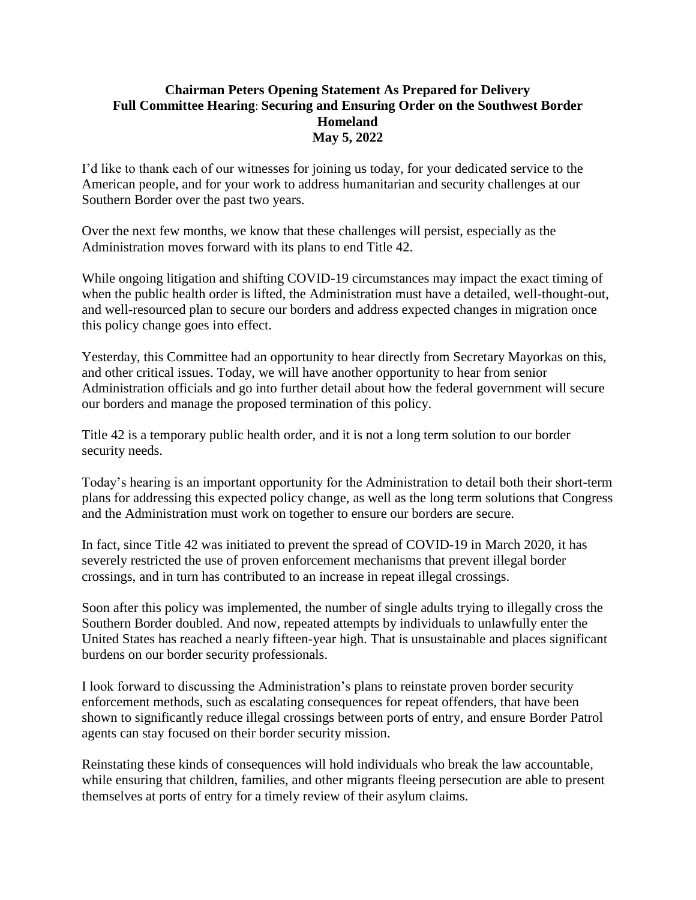**Chairman Peters Opening Statement As Prepared for Delivery**
**Full Committee Hearing: Securing and Ensuring Order on the Southwest Border**
**Homeland**
**May 5, 2022**

I'd like to thank each of our witnesses for joining us today, for your dedicated service to the American people, and for your work to address humanitarian and security challenges at our Southern Border over the past two years.

Over the next few months, we know that these challenges will persist, especially as the Administration moves forward with its plans to end Title 42.

While ongoing litigation and shifting COVID-19 circumstances may impact the exact timing of when the public health order is lifted, the Administration must have a detailed, well-thought-out, and well-resourced plan to secure our borders and address expected changes in migration once this policy change goes into effect.

Yesterday, this Committee had an opportunity to hear directly from Secretary Mayorkas on this, and other critical issues. Today, we will have another opportunity to hear from senior Administration officials and go into further detail about how the federal government will secure our borders and manage the proposed termination of this policy.

Title 42 is a temporary public health order, and it is not a long term solution to our border security needs.

Today's hearing is an important opportunity for the Administration to detail both their short-term plans for addressing this expected policy change, as well as the long term solutions that Congress and the Administration must work on together to ensure our borders are secure.

In fact, since Title 42 was initiated to prevent the spread of COVID-19 in March 2020, it has severely restricted the use of proven enforcement mechanisms that prevent illegal border crossings, and in turn has contributed to an increase in repeat illegal crossings.

Soon after this policy was implemented, the number of single adults trying to illegally cross the Southern Border doubled. And now, repeated attempts by individuals to unlawfully enter the United States has reached a nearly fifteen-year high. That is unsustainable and places significant burdens on our border security professionals.

I look forward to discussing the Administration's plans to reinstate proven border security enforcement methods, such as escalating consequences for repeat offenders, that have been shown to significantly reduce illegal crossings between ports of entry, and ensure Border Patrol agents can stay focused on their border security mission.

Reinstating these kinds of consequences will hold individuals who break the law accountable, while ensuring that children, families, and other migrants fleeing persecution are able to present themselves at ports of entry for a timely review of their asylum claims.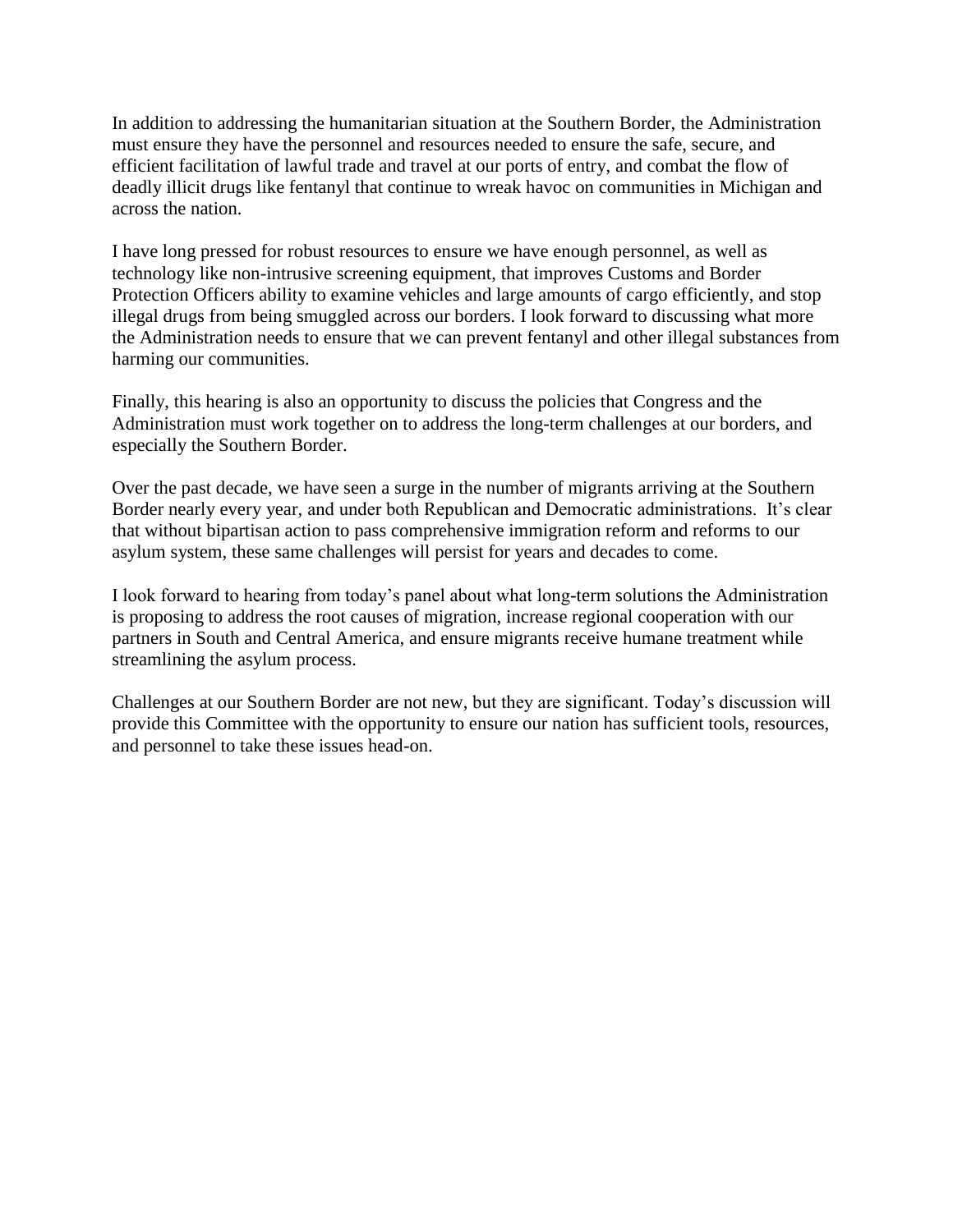In addition to addressing the humanitarian situation at the Southern Border, the Administration must ensure they have the personnel and resources needed to ensure the safe, secure, and efficient facilitation of lawful trade and travel at our ports of entry, and combat the flow of deadly illicit drugs like fentanyl that continue to wreak havoc on communities in Michigan and across the nation.

I have long pressed for robust resources to ensure we have enough personnel, as well as technology like non-intrusive screening equipment, that improves Customs and Border Protection Officers ability to examine vehicles and large amounts of cargo efficiently, and stop illegal drugs from being smuggled across our borders. I look forward to discussing what more the Administration needs to ensure that we can prevent fentanyl and other illegal substances from harming our communities.

Finally, this hearing is also an opportunity to discuss the policies that Congress and the Administration must work together on to address the long-term challenges at our borders, and especially the Southern Border.

Over the past decade, we have seen a surge in the number of migrants arriving at the Southern Border nearly every year, and under both Republican and Democratic administrations. It's clear that without bipartisan action to pass comprehensive immigration reform and reforms to our asylum system, these same challenges will persist for years and decades to come.

I look forward to hearing from today's panel about what long-term solutions the Administration is proposing to address the root causes of migration, increase regional cooperation with our partners in South and Central America, and ensure migrants receive humane treatment while streamlining the asylum process.

Challenges at our Southern Border are not new, but they are significant. Today's discussion will provide this Committee with the opportunity to ensure our nation has sufficient tools, resources, and personnel to take these issues head-on.